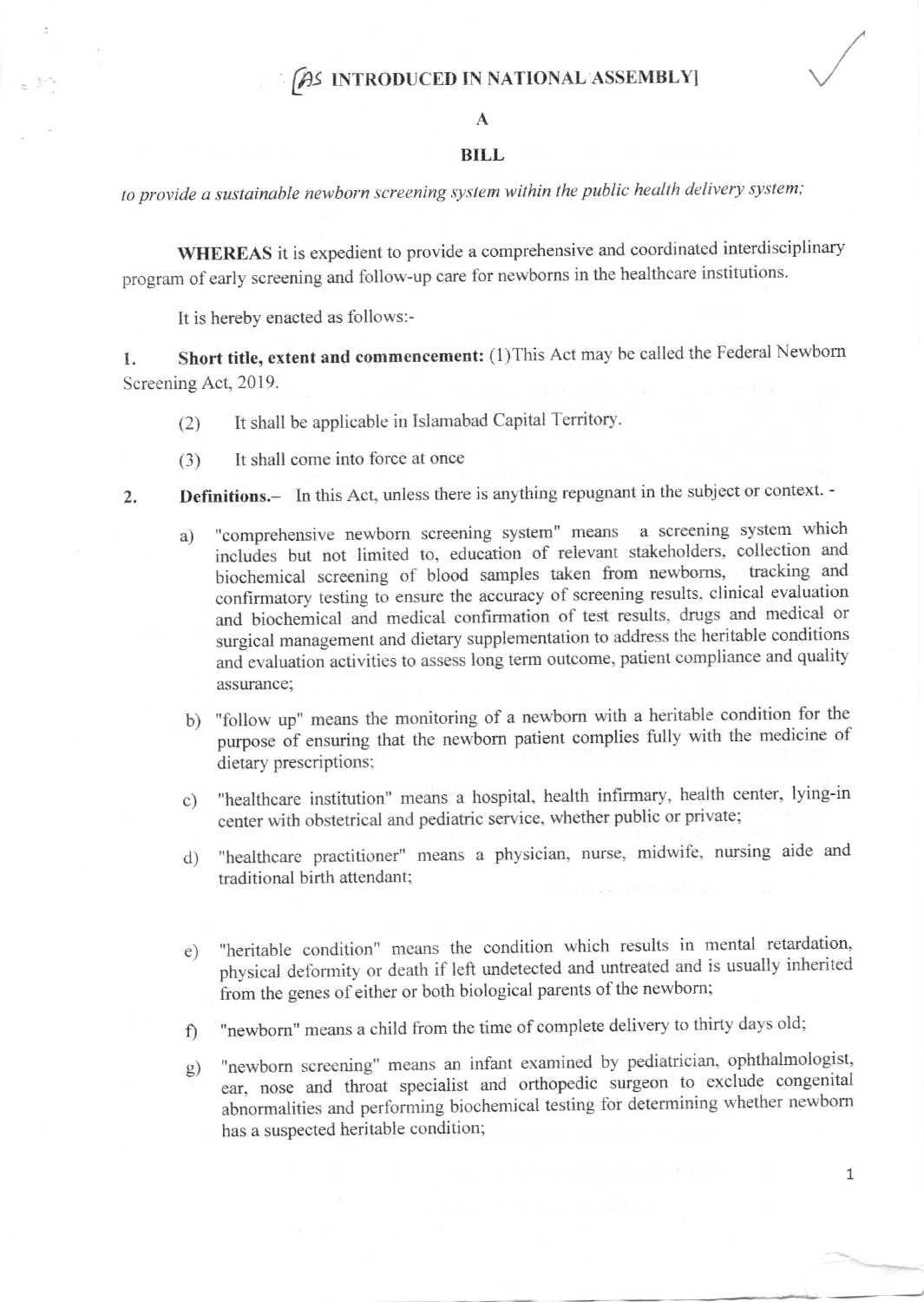[AS INTRODUCED IN NATIONAL ASSEMBLY]

# A

# BILL

*to provide a sustainable newborn screening system within the public health delivery system;*

**WHEREAS** it is expedient to provide a comprehensive and coordinated interdisciplinary program of early screening and follow-up care for newborns in the healthcare institutions.

It is hereby enacted as follows:-

1. **Short title, extent and commencement:** (1)This Act may be called the Federal Newborn Screening Act, 2019.

   (2) It shall be applicable in Islamabad Capital Territory.

   (3) It shall come into force at once

2. **Definitions.**– In this Act, unless there is anything repugnant in the subject or context. -

   a) "comprehensive newborn screening system" means a screening system which includes but not limited to, education of relevant stakeholders, collection and biochemical screening of blood samples taken from newborns, tracking and confirmatory testing to ensure the accuracy of screening results, clinical evaluation and biochemical and medical confirmation of test results, drugs and medical or surgical management and dietary supplementation to address the heritable conditions and evaluation activities to assess long term outcome, patient compliance and quality assurance;

   b) "follow up" means the monitoring of a newborn with a heritable condition for the purpose of ensuring that the newborn patient complies fully with the medicine of dietary prescriptions;

   c) "healthcare institution" means a hospital, health infirmary, health center, lying-in center with obstetrical and pediatric service, whether public or private;

   d) "healthcare practitioner" means a physician, nurse, midwife, nursing aide and traditional birth attendant;

   e) "heritable condition" means the condition which results in mental retardation, physical deformity or death if left undetected and untreated and is usually inherited from the genes of either or both biological parents of the newborn;

   f) "newborn" means a child from the time of complete delivery to thirty days old;

   g) "newborn screening" means an infant examined by pediatrician, ophthalmologist, ear, nose and throat specialist and orthopedic surgeon to exclude congenital abnormalities and performing biochemical testing for determining whether newborn has a suspected heritable condition;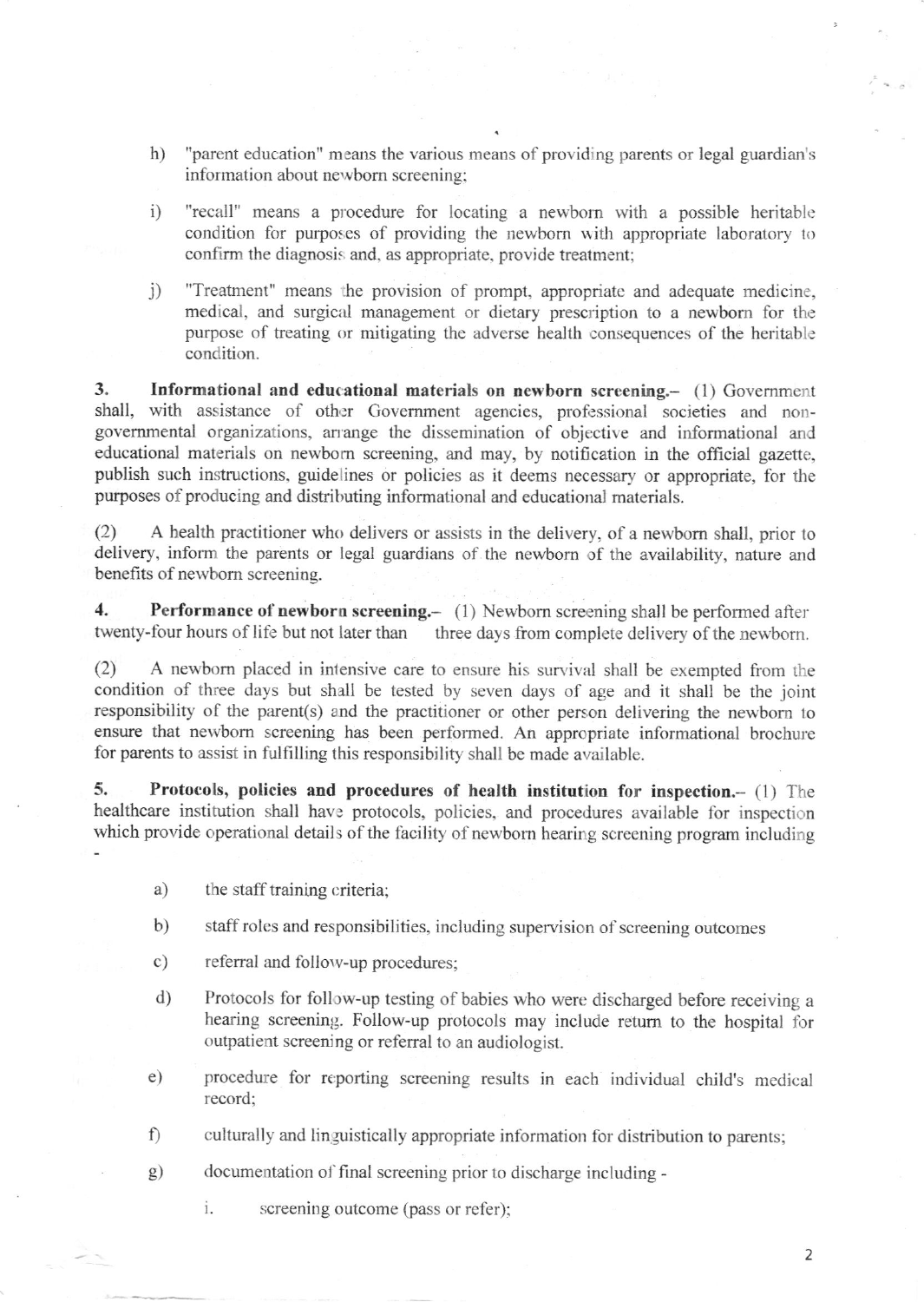h) "parent education" means the various means of providing parents or legal guardian's information about newborn screening;

i) "recall" means a procedure for locating a newborn with a possible heritable condition for purposes of providing the newborn with appropriate laboratory to confirm the diagnosis and, as appropriate, provide treatment;

j) "Treatment" means the provision of prompt, appropriate and adequate medicine, medical, and surgical management or dietary prescription to a newborn for the purpose of treating or mitigating the adverse health consequences of the heritable condition.

**3. Informational and educational materials on newborn screening.–** (1) Government shall, with assistance of other Government agencies, professional societies and non-governmental organizations, arrange the dissemination of objective and informational and educational materials on newborn screening, and may, by notification in the official gazette, publish such instructions, guidelines or policies as it deems necessary or appropriate, for the purposes of producing and distributing informational and educational materials.

(2) A health practitioner who delivers or assists in the delivery, of a newborn shall, prior to delivery, inform the parents or legal guardians of the newborn of the availability, nature and benefits of newborn screening.

**4. Performance of newborn screening.–** (1) Newborn screening shall be performed after twenty-four hours of life but not later than three days from complete delivery of the newborn.

(2) A newborn placed in intensive care to ensure his survival shall be exempted from the condition of three days but shall be tested by seven days of age and it shall be the joint responsibility of the parent(s) and the practitioner or other person delivering the newborn to ensure that newborn screening has been performed. An appropriate informational brochure for parents to assist in fulfilling this responsibility shall be made available.

**5. Protocols, policies and procedures of health institution for inspection.–** (1) The healthcare institution shall have protocols, policies, and procedures available for inspection which provide operational details of the facility of newborn hearing screening program including -

a) the staff training criteria;

b) staff roles and responsibilities, including supervision of screening outcomes

c) referral and follow-up procedures;

d) Protocols for follow-up testing of babies who were discharged before receiving a hearing screening. Follow-up protocols may include return to the hospital for outpatient screening or referral to an audiologist.

e) procedure for reporting screening results in each individual child's medical record;

f) culturally and linguistically appropriate information for distribution to parents;

g) documentation of final screening prior to discharge including -

   i. screening outcome (pass or refer);